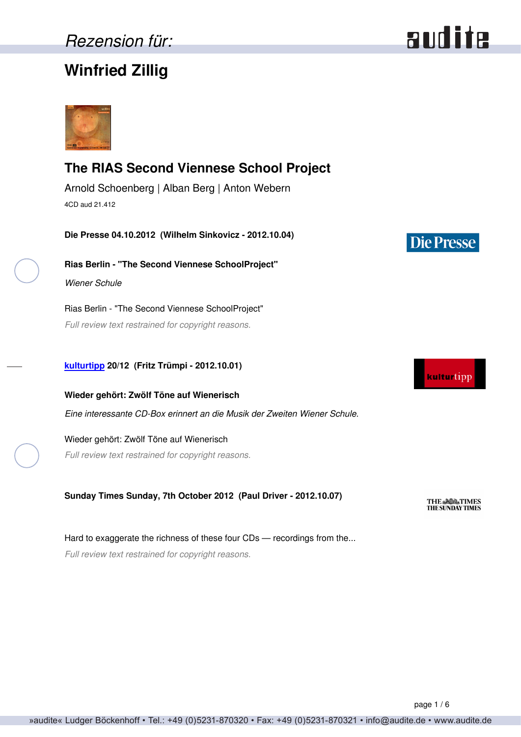*Rezension für:*

# Winfried Zillig

## The RIAS Second Viennese School Project

Arnold Schoenberg | Alban Berg | Anton Webern

4CD aud 21.412

**Die Presse 04.10.2012 (Wilhelm Sinkovicz - 2012.10.04)**

**Rias Berlin - "The Second Viennese SchoolProject"**

*Wiener Schule*

Rias Berlin - "The Second Viennese SchoolProject"

*Full review text restrained for copyright reasons.*

**kulturtipp 20/12 (Fritz Trümpi - 2012.10.01)**

**Wieder gehört: Zwölf Töne auf Wienerisch**

*Eine interessante CD-Box erinnert an die Musik der Zweiten Wiener Schule.*

Wieder gehört: Zwölf Töne auf Wienerisch

*Full review text restrained for copyright reasons.*

**Sunday Times Sunday, 7th October 2012 (Paul Driver - 2012.10.07)**

Hard to exaggerate the richness of these four CDs — recordings from the...

*Full review text restrained for copyright reasons.*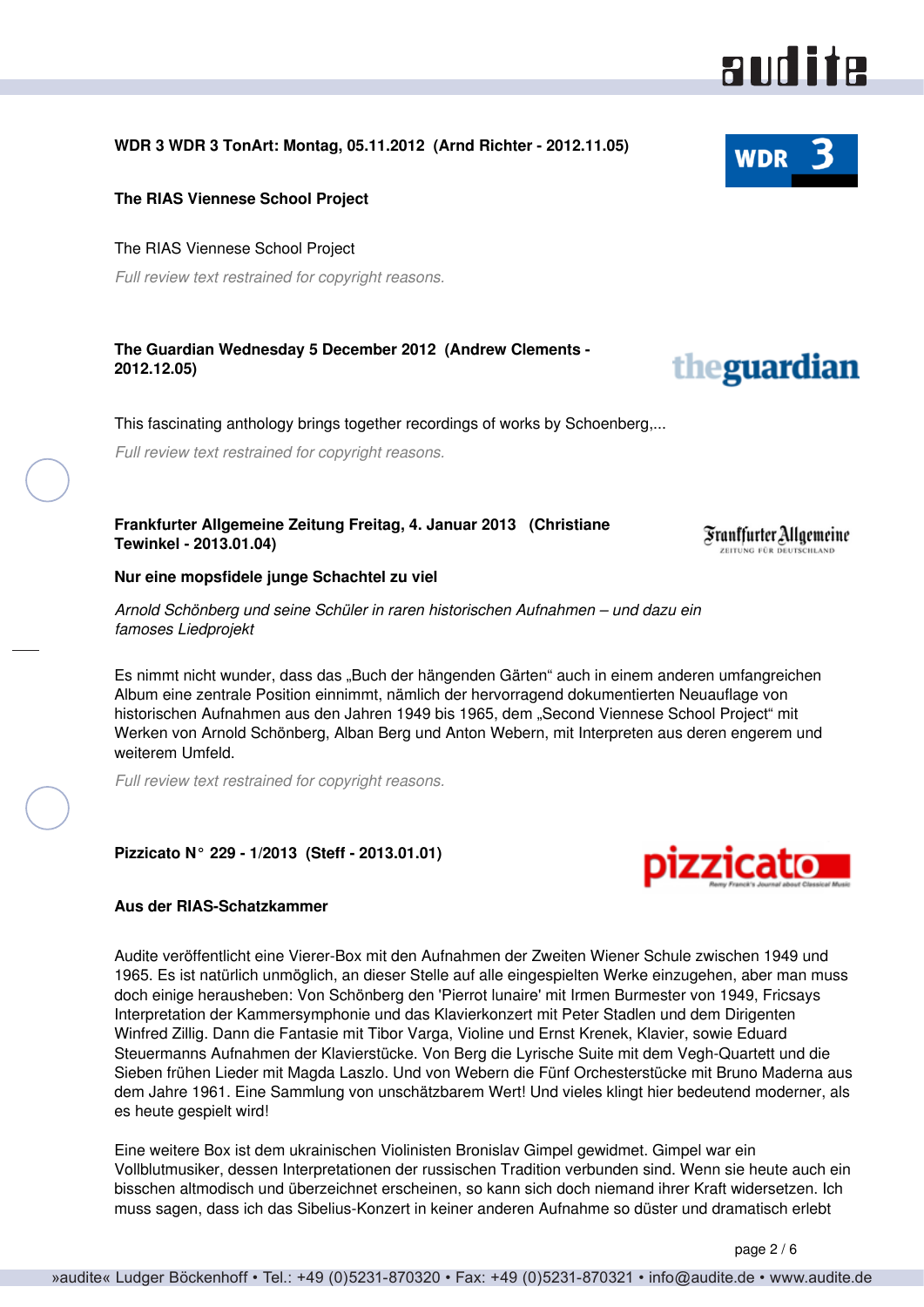**WDR 3 WDR 3 TonArt: Montag, 05.11.2012 (Arnd Richter - 2012.11.05)**

**The RIAS Viennese School Project**

The RIAS Viennese School Project

*Full review text restrained for copyright reasons.*

**The Guardian Wednesday 5 December 2012 (Andrew Clements - 2012.12.05)**

This fascinating anthology brings together recordings of works by Schoenberg,...

*Full review text restrained for copyright reasons.*

**Frankfurter Allgemeine Zeitung Freitag, 4. Januar 2013 (Christiane Tewinkel - 2013.01.04)**

**Nur eine mopsfidele junge Schachtel zu viel**

*Arnold Schönberg und seine Schüler in raren historischen Aufnahmen – und dazu ein famoses Liedprojekt*

Es nimmt nicht wunder, dass das „Buch der hängenden Gärten“ auch in einem anderen umfangreichen Album eine zentrale Position einnimmt, nämlich der hervorragend dokumentierten Neuauflage von historischen Aufnahmen aus den Jahren 1949 bis 1965, dem „Second Viennese School Project“ mit Werken von Arnold Schönberg, Alban Berg und Anton Webern, mit Interpreten aus deren engerem und weiterem Umfeld.

*Full review text restrained for copyright reasons.*

**Pizzicato N° 229 - 1/2013 (Steff - 2013.01.01)**

**Aus der RIAS-Schatzkammer**

Audite veröffentlicht eine Vierer-Box mit den Aufnahmen der Zweiten Wiener Schule zwischen 1949 und 1965. Es ist natürlich unmöglich, an dieser Stelle auf alle eingespielten Werke einzugehen, aber man muss doch einige herausheben: Von Schönberg den 'Pierrot lunaire' mit Irmen Burmester von 1949, Fricsays Interpretation der Kammersymphonie und das Klavierkonzert mit Peter Stadlen und dem Dirigenten Winfred Zillig. Dann die Fantasie mit Tibor Varga, Violine und Ernst Krenek, Klavier, sowie Eduard Steuermanns Aufnahmen der Klavierstücke. Von Berg die Lyrische Suite mit dem Vegh-Quartett und die Sieben frühen Lieder mit Magda Laszlo. Und von Webern die Fünf Orchesterstücke mit Bruno Maderna aus dem Jahre 1961. Eine Sammlung von unschätzbarem Wert! Und vieles klingt hier bedeutend moderner, als es heute gespielt wird!

Eine weitere Box ist dem ukrainischen Violinisten Bronislav Gimpel gewidmet. Gimpel war ein Vollblutmusiker, dessen Interpretationen der russischen Tradition verbunden sind. Wenn sie heute auch ein bisschen altmodisch und überzeichnet erscheinen, so kann sich doch niemand ihrer Kraft widersetzen. Ich muss sagen, dass ich das Sibelius-Konzert in keiner anderen Aufnahme so düster und dramatisch erlebt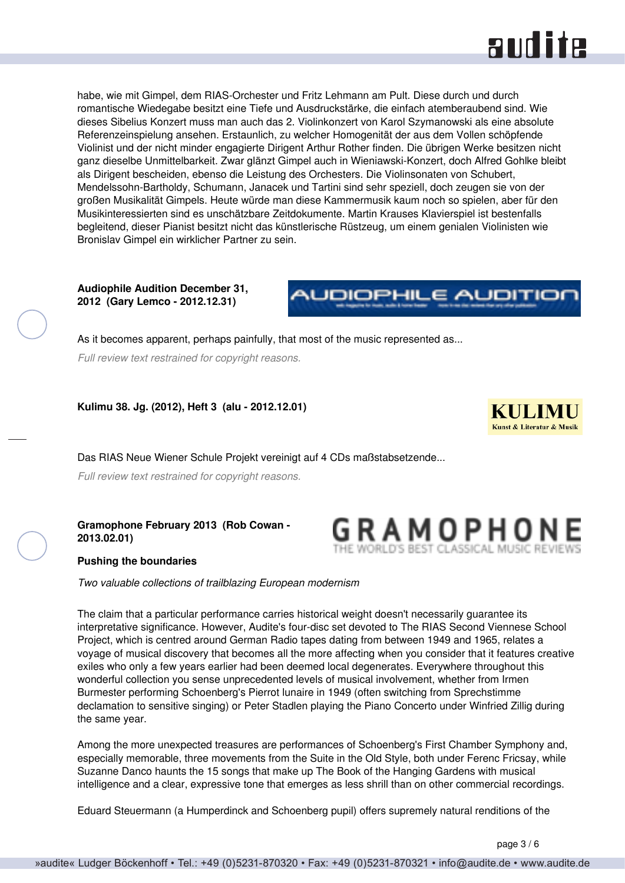habe, wie mit Gimpel, dem RIAS-Orchester und Fritz Lehmann am Pult. Diese durch und durch romantische Wiedegabe besitzt eine Tiefe und Ausdruckstärke, die einfach atemberaubend sind. Wie dieses Sibelius Konzert muss man auch das 2. Violinkonzert von Karol Szymanowski als eine absolute Referenzeinspielung ansehen. Erstaunlich, zu welcher Homogenität der aus dem Vollen schöpfende Violinist und der nicht minder engagierte Dirigent Arthur Rother finden. Die übrigen Werke besitzen nicht ganz dieselbe Unmittelbarkeit. Zwar glänzt Gimpel auch in Wieniawski-Konzert, doch Alfred Gohlke bleibt als Dirigent bescheiden, ebenso die Leistung des Orchesters. Die Violinsonaten von Schubert, Mendelssohn-Bartholdy, Schumann, Janacek und Tartini sind sehr speziell, doch zeugen sie von der großen Musikalität Gimpels. Heute würde man diese Kammermusik kaum noch so spielen, aber für den Musikinteressierten sind es unschätzbare Zeitdokumente. Martin Krauses Klavierspiel ist bestenfalls begleitend, dieser Pianist besitzt nicht das künstlerische Rüstzeug, um einem genialen Violinisten wie Bronislav Gimpel ein wirklicher Partner zu sein.

**Audiophile Audition December 31, 2012 (Gary Lemco - 2012.12.31)**

As it becomes apparent, perhaps painfully, that most of the music represented as...

*Full review text restrained for copyright reasons.*

**Kulimu 38. Jg. (2012), Heft 3 (alu - 2012.12.01)**

Das RIAS Neue Wiener Schule Projekt vereinigt auf 4 CDs maßstabsetzende...

*Full review text restrained for copyright reasons.*

**Gramophone February 2013 (Rob Cowan - 2013.02.01)**

**Pushing the boundaries**

*Two valuable collections of trailblazing European modernism*

The claim that a particular performance carries historical weight doesn't necessarily guarantee its interpretative significance. However, Audite's four-disc set devoted to The RIAS Second Viennese School Project, which is centred around German Radio tapes dating from between 1949 and 1965, relates a voyage of musical discovery that becomes all the more affecting when you consider that it features creative exiles who only a few years earlier had been deemed local degenerates. Everywhere throughout this wonderful collection you sense unprecedented levels of musical involvement, whether from Irmen Burmester performing Schoenberg's Pierrot lunaire in 1949 (often switching from Sprechstimme declamation to sensitive singing) or Peter Stadlen playing the Piano Concerto under Winfried Zillig during the same year.

Among the more unexpected treasures are performances of Schoenberg's First Chamber Symphony and, especially memorable, three movements from the Suite in the Old Style, both under Ferenc Fricsay, while Suzanne Danco haunts the 15 songs that make up The Book of the Hanging Gardens with musical intelligence and a clear, expressive tone that emerges as less shrill than on other commercial recordings.

Eduard Steuermann (a Humperdinck and Schoenberg pupil) offers supremely natural renditions of the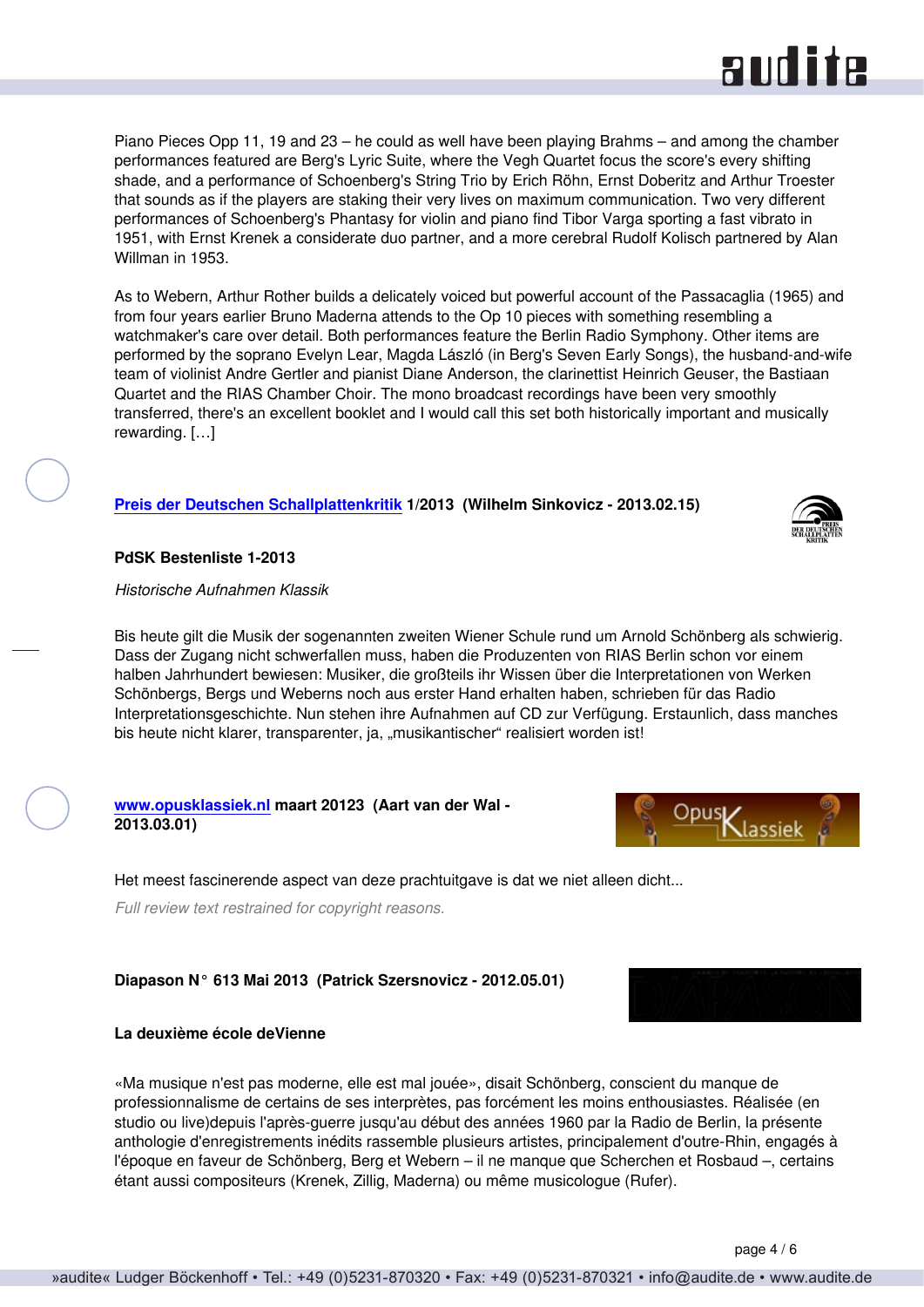Piano Pieces Opp 11, 19 and 23 – he could as well have been playing Brahms – and among the chamber performances featured are Berg's Lyric Suite, where the Vegh Quartet focus the score's every shifting shade, and a performance of Schoenberg's String Trio by Erich Röhn, Ernst Doberitz and Arthur Troester that sounds as if the players are staking their very lives on maximum communication. Two very different performances of Schoenberg's Phantasy for violin and piano find Tibor Varga sporting a fast vibrato in 1951, with Ernst Krenek a considerate duo partner, and a more cerebral Rudolf Kolisch partnered by Alan Willman in 1953.

As to Webern, Arthur Rother builds a delicately voiced but powerful account of the Passacaglia (1965) and from four years earlier Bruno Maderna attends to the Op 10 pieces with something resembling a watchmaker's care over detail. Both performances feature the Berlin Radio Symphony. Other items are performed by the soprano Evelyn Lear, Magda László (in Berg's Seven Early Songs), the husband-and-wife team of violinist Andre Gertler and pianist Diane Anderson, the clarinettist Heinrich Geuser, the Bastiaan Quartet and the RIAS Chamber Choir. The mono broadcast recordings have been very smoothly transferred, there's an excellent booklet and I would call this set both historically important and musically rewarding. […]

**Preis der Deutschen Schallplattenkritik 1/2013 (Wilhelm Sinkovicz - 2013.02.15)**

**PdSK Bestenliste 1-2013**

*Historische Aufnahmen Klassik*

Bis heute gilt die Musik der sogenannten zweiten Wiener Schule rund um Arnold Schönberg als schwierig. Dass der Zugang nicht schwerfallen muss, haben die Produzenten von RIAS Berlin schon vor einem halben Jahrhundert bewiesen: Musiker, die großteils ihr Wissen über die Interpretationen von Werken Schönbergs, Bergs und Weberns noch aus erster Hand erhalten haben, schrieben für das Radio Interpretationsgeschichte. Nun stehen ihre Aufnahmen auf CD zur Verfügung. Erstaunlich, dass manches bis heute nicht klarer, transparenter, ja, „musikantischer" realisiert worden ist!

**www.opusklassiek.nl maart 20123 (Aart van der Wal - 2013.03.01)**

Het meest fascinerende aspect van deze prachtuitgave is dat we niet alleen dicht...

*Full review text restrained for copyright reasons.*

**Diapason N° 613 Mai 2013 (Patrick Szersnovicz - 2012.05.01)**

**La deuxième école deVienne**

«Ma musique n'est pas moderne, elle est mal jouée», disait Schönberg, conscient du manque de professionnalisme de certains de ses interprètes, pas forcément les moins enthousiastes. Réalisée (en studio ou live)depuis l'après-guerre jusqu'au début des années 1960 par la Radio de Berlin, la présente anthologie d'enregistrements inédits rassemble plusieurs artistes, principalement d'outre-Rhin, engagés à l'époque en faveur de Schönberg, Berg et Webern – il ne manque que Scherchen et Rosbaud –, certains étant aussi compositeurs (Krenek, Zillig, Maderna) ou même musicologue (Rufer).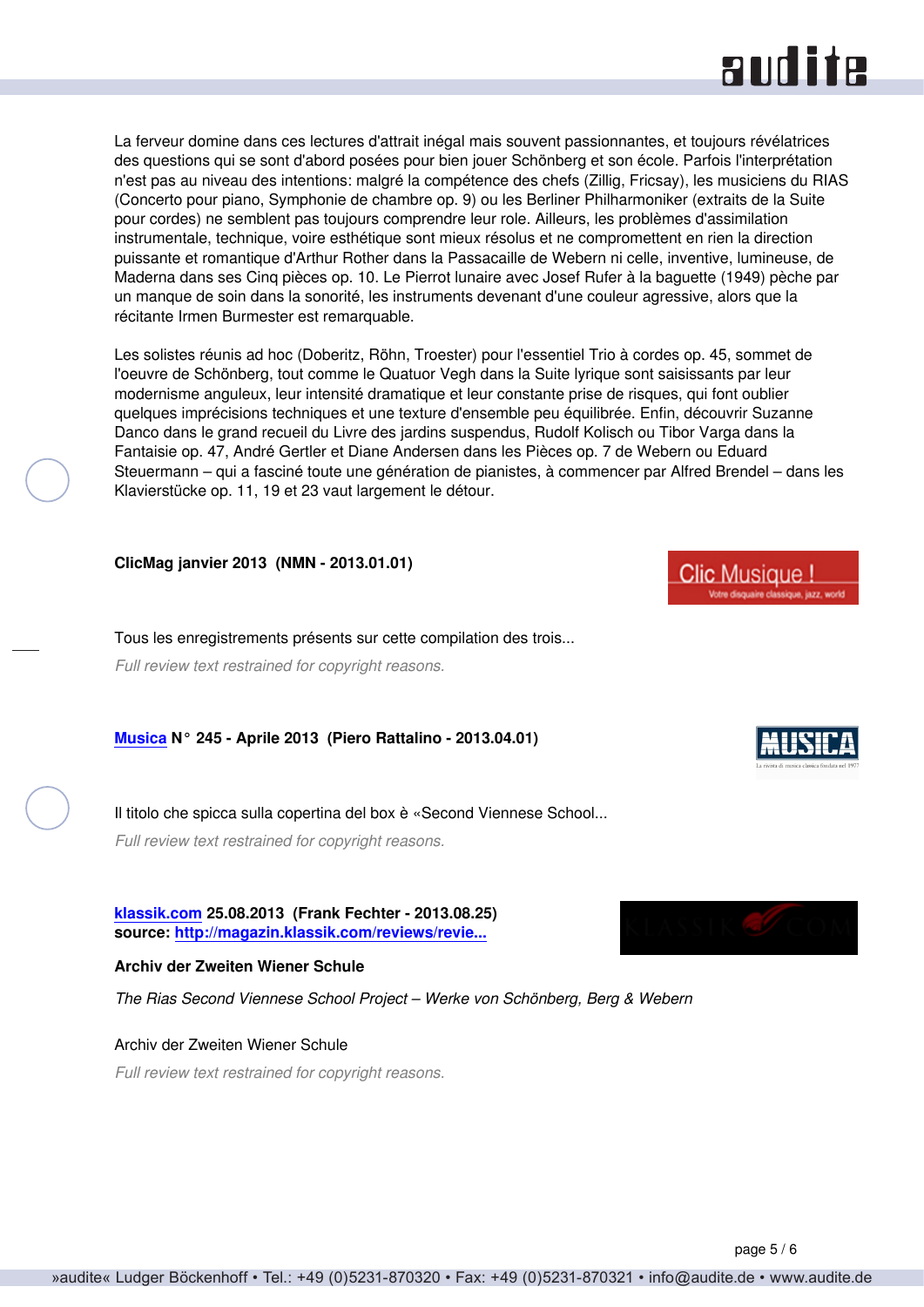La ferveur domine dans ces lectures d'attrait inégal mais souvent passionnantes, et toujours révélatrices des questions qui se sont d'abord posées pour bien jouer Schönberg et son école. Parfois l'interprétation n'est pas au niveau des intentions: malgré la compétence des chefs (Zillig, Fricsay), les musiciens du RIAS (Concerto pour piano, Symphonie de chambre op. 9) ou les Berliner Philharmoniker (extraits de la Suite pour cordes) ne semblent pas toujours comprendre leur role. Ailleurs, les problèmes d'assimilation instrumentale, technique, voire esthétique sont mieux résolus et ne compromettent en rien la direction puissante et romantique d'Arthur Rother dans la Passacaille de Webern ni celle, inventive, lumineuse, de Maderna dans ses Cinq pièces op. 10. Le Pierrot lunaire avec Josef Rufer à la baguette (1949) pèche par un manque de soin dans la sonorité, les instruments devenant d'une couleur agressive, alors que la récitante Irmen Burmester est remarquable.

Les solistes réunis ad hoc (Doberitz, Röhn, Troester) pour l'essentiel Trio à cordes op. 45, sommet de l'oeuvre de Schönberg, tout comme le Quatuor Vegh dans la Suite lyrique sont saisissants par leur modernisme anguleux, leur intensité dramatique et leur constante prise de risques, qui font oublier quelques imprécisions techniques et une texture d'ensemble peu équilibrée. Enfin, découvrir Suzanne Danco dans le grand recueil du Livre des jardins suspendus, Rudolf Kolisch ou Tibor Varga dans la Fantaisie op. 47, André Gertler et Diane Andersen dans les Pièces op. 7 de Webern ou Eduard Steuermann – qui a fasciné toute une génération de pianistes, à commencer par Alfred Brendel – dans les Klavierstücke op. 11, 19 et 23 vaut largement le détour.

**ClicMag janvier 2013 (NMN - 2013.01.01)**

Tous les enregistrements présents sur cette compilation des trois...

*Full review text restrained for copyright reasons.*

**Musica N° 245 - Aprile 2013 (Piero Rattalino - 2013.04.01)**

Il titolo che spicca sulla copertina del box è «Second Viennese School...

*Full review text restrained for copyright reasons.*

**klassik.com 25.08.2013 (Frank Fechter - 2013.08.25)**
**source: http://magazin.klassik.com/reviews/revie...**

**Archiv der Zweiten Wiener Schule**

*The Rias Second Viennese School Project – Werke von Schönberg, Berg & Webern*

Archiv der Zweiten Wiener Schule

*Full review text restrained for copyright reasons.*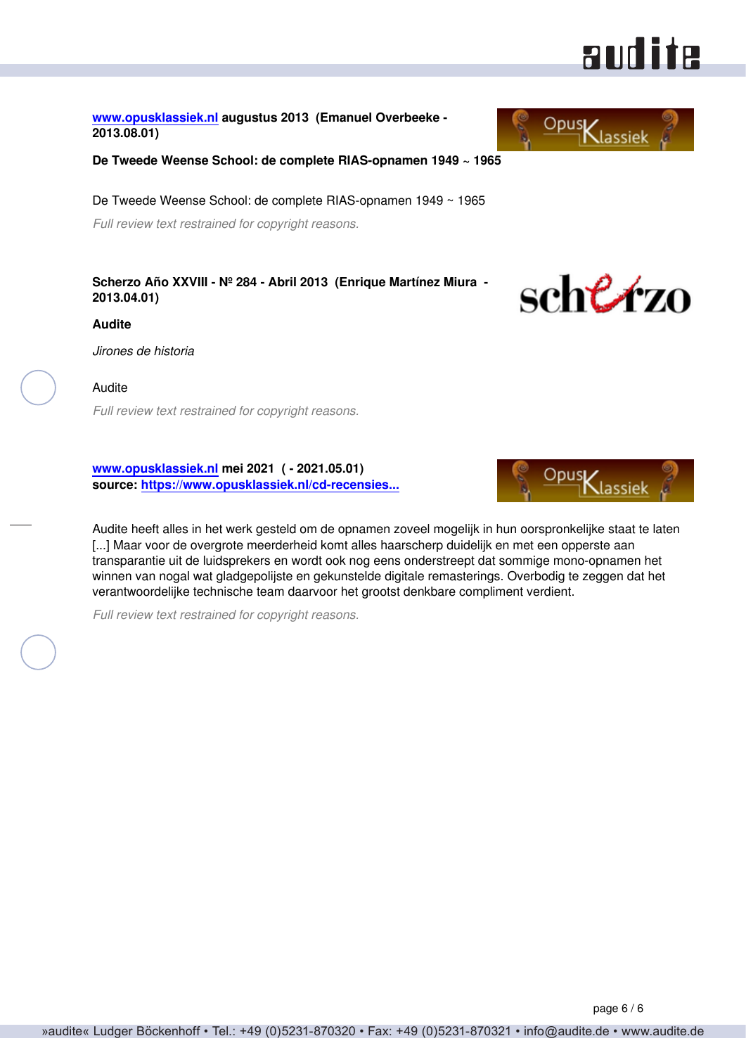**www.opusklassiek.nl augustus 2013 (Emanuel Overbeeke - 2013.08.01)**

**De Tweede Weense School: de complete RIAS-opnamen 1949 ~ 1965**

De Tweede Weense School: de complete RIAS-opnamen 1949 ~ 1965

*Full review text restrained for copyright reasons.*

**Scherzo Año XXVIII - Nº 284 - Abril 2013 (Enrique Martínez Miura - 2013.04.01)**

**Audite**

*Jirones de historia*

Audite

*Full review text restrained for copyright reasons.*

**www.opusklassiek.nl mei 2021 ( - 2021.05.01)**
**source: https://www.opusklassiek.nl/cd-recensies...**

Audite heeft alles in het werk gesteld om de opnamen zoveel mogelijk in hun oorspronkelijke staat te laten [...] Maar voor de overgrote meerderheid komt alles haarscherp duidelijk en met een opperste aan transparantie uit de luidsprekers en wordt ook nog eens onderstreept dat sommige mono-opnamen het winnen van nogal wat gladgepolijste en gekunstelde digitale remasterings. Overbodig te zeggen dat het verantwoordelijke technische team daarvoor het grootst denkbare compliment verdient.

*Full review text restrained for copyright reasons.*